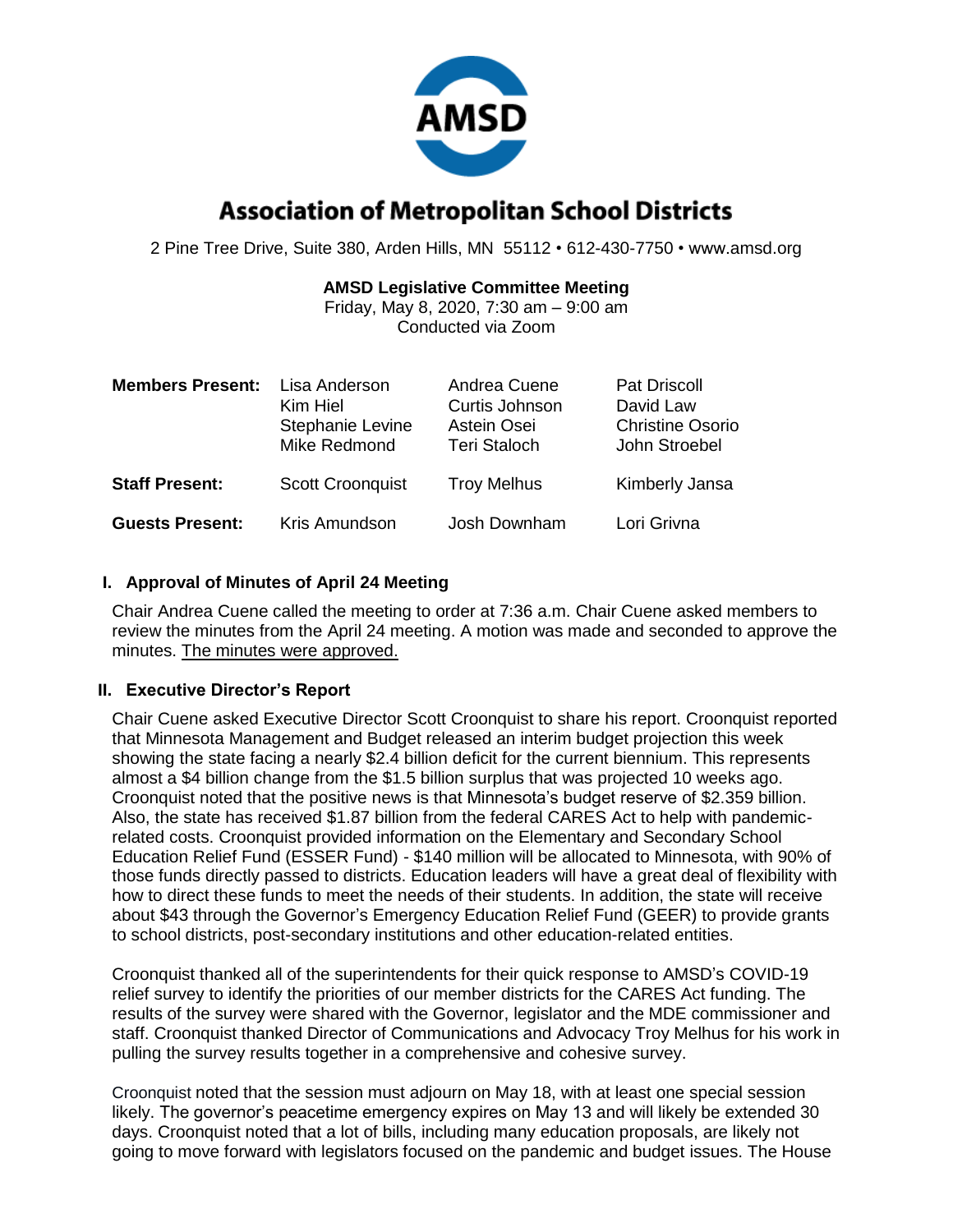# Association of Metropolitan School Districts

2 Pine Tree Drive, Suite 380, Arden Hills, MN 55112 • 612-430-7750 • www.amsd.org

**AMSD Legislative Committee Meeting**
Friday, May 8, 2020, 7:30 am – 9:00 am
Conducted via Zoom

| | | | |
|---|---|---|---|
| **Members Present:** | Lisa Anderson | Andrea Cuene | Pat Driscoll |
| | Kim Hiel | Curtis Johnson | David Law |
| | Stephanie Levine | Astein Osei | Christine Osorio |
| | Mike Redmond | Teri Staloch | John Stroebel |
| **Staff Present:** | Scott Croonquist | Troy Melhus | Kimberly Jansa |
| **Guests Present:** | Kris Amundson | Josh Downham | Lori Grivna |

## I. Approval of Minutes of April 24 Meeting

Chair Andrea Cuene called the meeting to order at 7:36 a.m. Chair Cuene asked members to review the minutes from the April 24 meeting. A motion was made and seconded to approve the minutes. The minutes were approved.

## II. Executive Director's Report

Chair Cuene asked Executive Director Scott Croonquist to share his report. Croonquist reported that Minnesota Management and Budget released an interim budget projection this week showing the state facing a nearly $2.4 billion deficit for the current biennium. This represents almost a $4 billion change from the $1.5 billion surplus that was projected 10 weeks ago. Croonquist noted that the positive news is that Minnesota's budget reserve of $2.359 billion. Also, the state has received $1.87 billion from the federal CARES Act to help with pandemic-related costs. Croonquist provided information on the Elementary and Secondary School Education Relief Fund (ESSER Fund) - $140 million will be allocated to Minnesota, with 90% of those funds directly passed to districts. Education leaders will have a great deal of flexibility with how to direct these funds to meet the needs of their students. In addition, the state will receive about $43 through the Governor's Emergency Education Relief Fund (GEER) to provide grants to school districts, post-secondary institutions and other education-related entities.

Croonquist thanked all of the superintendents for their quick response to AMSD's COVID-19 relief survey to identify the priorities of our member districts for the CARES Act funding. The results of the survey were shared with the Governor, legislator and the MDE commissioner and staff. Croonquist thanked Director of Communications and Advocacy Troy Melhus for his work in pulling the survey results together in a comprehensive and cohesive survey.

Croonquist noted that the session must adjourn on May 18, with at least one special session likely. The governor's peacetime emergency expires on May 13 and will likely be extended 30 days. Croonquist noted that a lot of bills, including many education proposals, are likely not going to move forward with legislators focused on the pandemic and budget issues. The House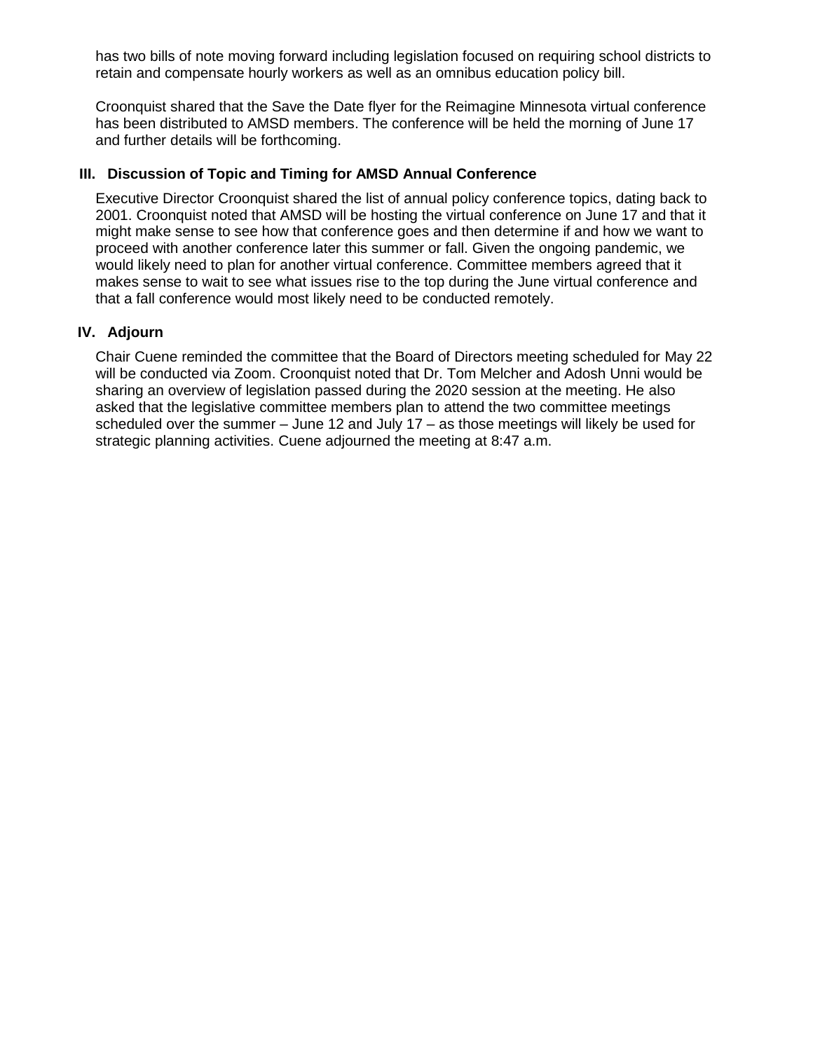has two bills of note moving forward including legislation focused on requiring school districts to retain and compensate hourly workers as well as an omnibus education policy bill.

Croonquist shared that the Save the Date flyer for the Reimagine Minnesota virtual conference has been distributed to AMSD members. The conference will be held the morning of June 17 and further details will be forthcoming.

## III. Discussion of Topic and Timing for AMSD Annual Conference

Executive Director Croonquist shared the list of annual policy conference topics, dating back to 2001. Croonquist noted that AMSD will be hosting the virtual conference on June 17 and that it might make sense to see how that conference goes and then determine if and how we want to proceed with another conference later this summer or fall. Given the ongoing pandemic, we would likely need to plan for another virtual conference. Committee members agreed that it makes sense to wait to see what issues rise to the top during the June virtual conference and that a fall conference would most likely need to be conducted remotely.

## IV. Adjourn

Chair Cuene reminded the committee that the Board of Directors meeting scheduled for May 22 will be conducted via Zoom. Croonquist noted that Dr. Tom Melcher and Adosh Unni would be sharing an overview of legislation passed during the 2020 session at the meeting. He also asked that the legislative committee members plan to attend the two committee meetings scheduled over the summer – June 12 and July 17 – as those meetings will likely be used for strategic planning activities. Cuene adjourned the meeting at 8:47 a.m.